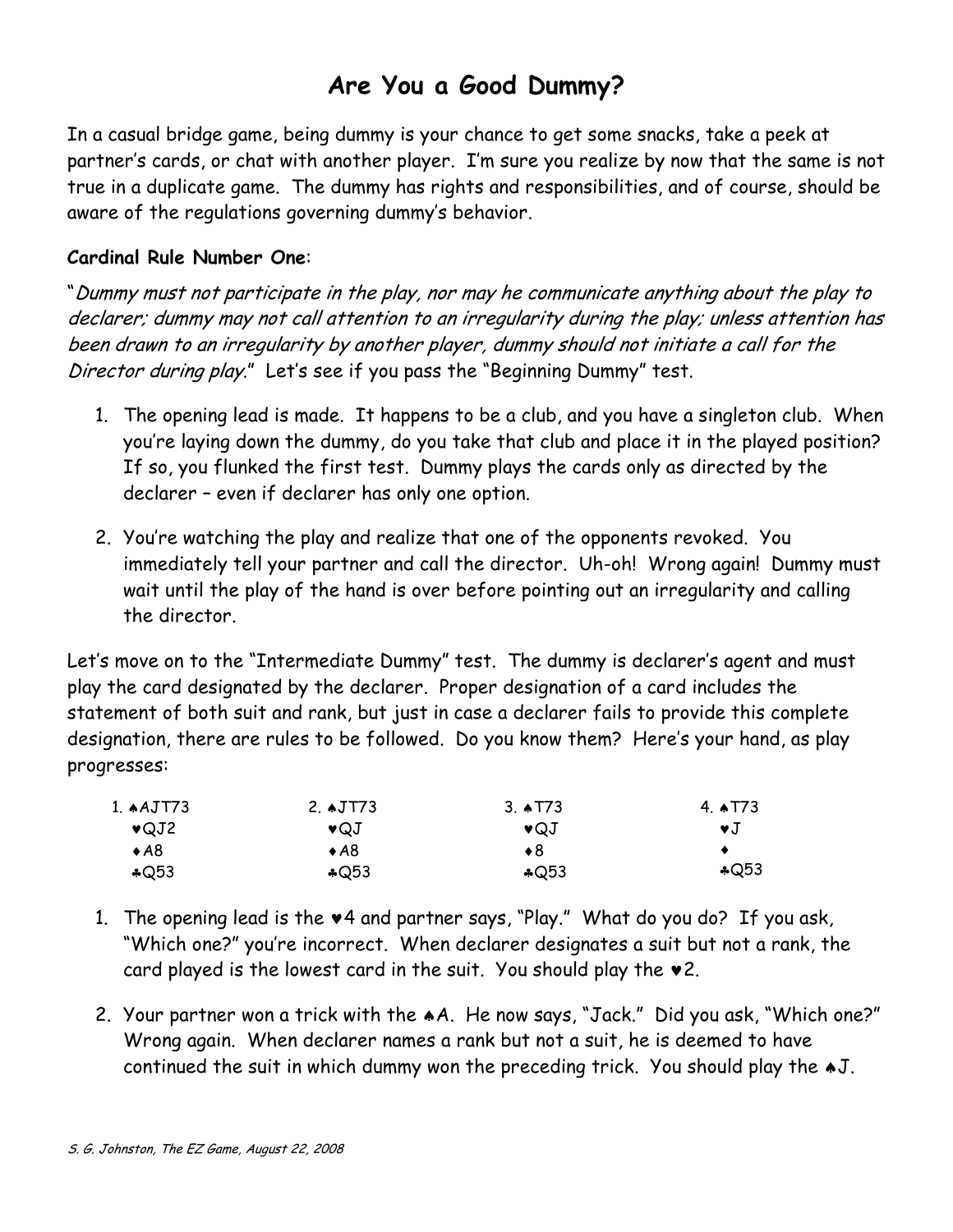# Are You a Good Dummy?

In a casual bridge game, being dummy is your chance to get some snacks, take a peek at partner's cards, or chat with another player. I'm sure you realize by now that the same is not true in a duplicate game. The dummy has rights and responsibilities, and of course, should be aware of the regulations governing dummy's behavior.

**Cardinal Rule Number One**:

"*Dummy must not participate in the play, nor may he communicate anything about the play to declarer; dummy may not call attention to an irregularity during the play; unless attention has been drawn to an irregularity by another player, dummy should not initiate a call for the Director during play.*" Let's see if you pass the "Beginning Dummy" test.

1. The opening lead is made. It happens to be a club, and you have a singleton club. When you're laying down the dummy, do you take that club and place it in the played position? If so, you flunked the first test. Dummy plays the cards only as directed by the declarer – even if declarer has only one option.
2. You're watching the play and realize that one of the opponents revoked. You immediately tell your partner and call the director. Uh-oh! Wrong again! Dummy must wait until the play of the hand is over before pointing out an irregularity and calling the director.

Let's move on to the "Intermediate Dummy" test. The dummy is declarer's agent and must play the card designated by the declarer. Proper designation of a card includes the statement of both suit and rank, but just in case a declarer fails to provide this complete designation, there are rules to be followed. Do you know them? Here's your hand, as play progresses:

| 1. | 2. | 3. | 4. |
|---|---|---|---|
| ♠AJT73 | ♠JT73 | ♠T73 | ♠T73 |
| ♥QJ2 | ♥QJ | ♥QJ | ♥J |
| ♦A8 | ♦A8 | ♦8 | ♦ |
| ♣Q53 | ♣Q53 | ♣Q53 | ♣Q53 |

1. The opening lead is the ♥4 and partner says, "Play." What do you do? If you ask, "Which one?" you're incorrect. When declarer designates a suit but not a rank, the card played is the lowest card in the suit. You should play the ♥2.
2. Your partner won a trick with the ♠A. He now says, "Jack." Did you ask, "Which one?" Wrong again. When declarer names a rank but not a suit, he is deemed to have continued the suit in which dummy won the preceding trick. You should play the ♠J.

*S. G. Johnston, The EZ Game, August 22, 2008*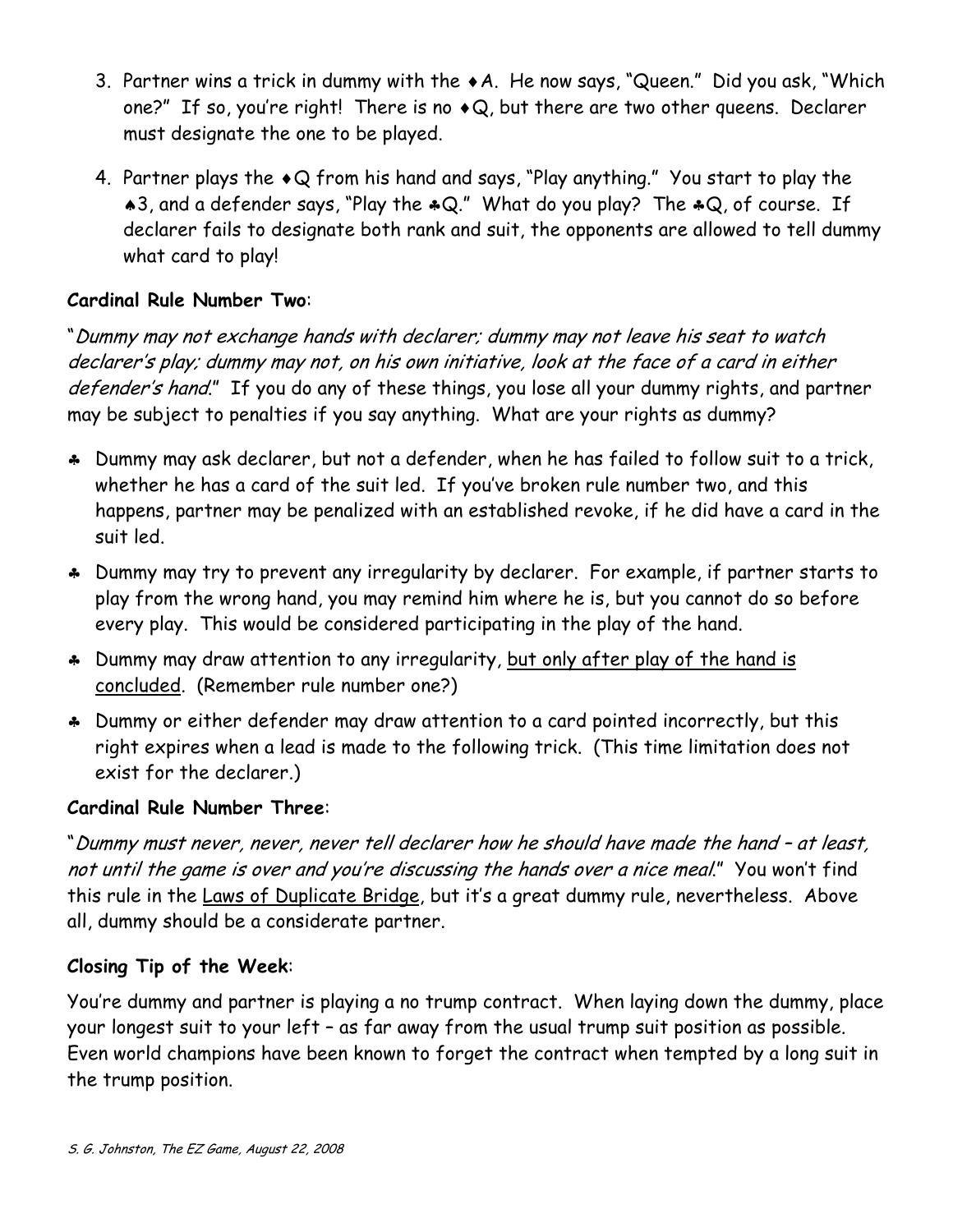3. Partner wins a trick in dummy with the ♦A. He now says, "Queen." Did you ask, "Which one?" If so, you're right! There is no ♦Q, but there are two other queens. Declarer must designate the one to be played.

4. Partner plays the ♦Q from his hand and says, "Play anything." You start to play the ♠3, and a defender says, "Play the ♣Q." What do you play? The ♣Q, of course. If declarer fails to designate both rank and suit, the opponents are allowed to tell dummy what card to play!

**Cardinal Rule Number Two**:

"*Dummy may not exchange hands with declarer; dummy may not leave his seat to watch declarer's play; dummy may not, on his own initiative, look at the face of a card in either defender's hand.*" If you do any of these things, you lose all your dummy rights, and partner may be subject to penalties if you say anything. What are your rights as dummy?

- Dummy may ask declarer, but not a defender, when he has failed to follow suit to a trick, whether he has a card of the suit led. If you've broken rule number two, and this happens, partner may be penalized with an established revoke, if he did have a card in the suit led.
- Dummy may try to prevent any irregularity by declarer. For example, if partner starts to play from the wrong hand, you may remind him where he is, but you cannot do so before every play. This would be considered participating in the play of the hand.
- Dummy may draw attention to any irregularity, <u>but only after play of the hand is concluded</u>. (Remember rule number one?)
- Dummy or either defender may draw attention to a card pointed incorrectly, but this right expires when a lead is made to the following trick. (This time limitation does not exist for the declarer.)

**Cardinal Rule Number Three**:

"*Dummy must never, never, never tell declarer how he should have made the hand – at least, not until the game is over and you're discussing the hands over a nice meal.*" You won't find this rule in the <u>Laws of Duplicate Bridge</u>, but it's a great dummy rule, nevertheless. Above all, dummy should be a considerate partner.

**Closing Tip of the Week**:

You're dummy and partner is playing a no trump contract. When laying down the dummy, place your longest suit to your left – as far away from the usual trump suit position as possible. Even world champions have been known to forget the contract when tempted by a long suit in the trump position.

*S. G. Johnston, The EZ Game, August 22, 2008*